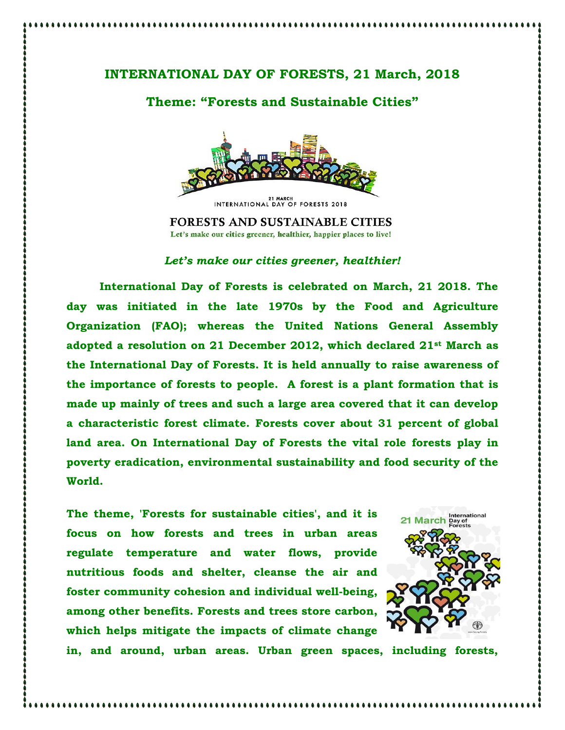# INTERNATIONAL DAY OF FORESTS, 21 March, 2018

## Theme: "Forests and Sustainable Cities"

***Let's make our cities greener, healthier!***

**International Day of Forests is celebrated on March, 21 2018. The day was initiated in the late 1970s by the Food and Agriculture Organization (FAO); whereas the United Nations General Assembly adopted a resolution on 21 December 2012, which declared 21st March as the International Day of Forests. It is held annually to raise awareness of the importance of forests to people. A forest is a plant formation that is made up mainly of trees and such a large area covered that it can develop a characteristic forest climate. Forests cover about 31 percent of global land area. On International Day of Forests the vital role forests play in poverty eradication, environmental sustainability and food security of the World.**

**The theme, 'Forests for sustainable cities', and it is focus on how forests and trees in urban areas regulate temperature and water flows, provide nutritious foods and shelter, cleanse the air and foster community cohesion and individual well-being, among other benefits. Forests and trees store carbon, which helps mitigate the impacts of climate change in, and around, urban areas. Urban green spaces, including forests,**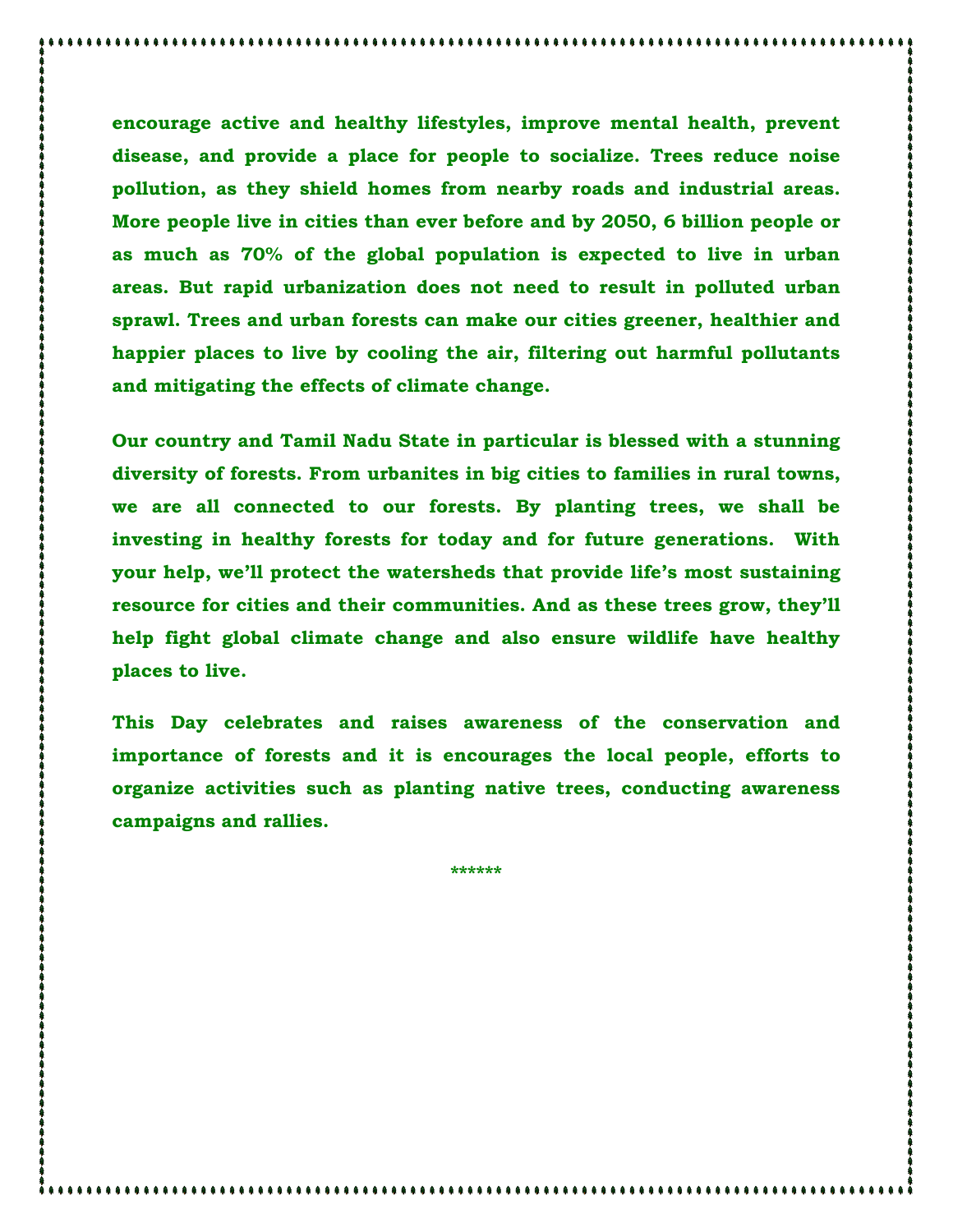encourage active and healthy lifestyles, improve mental health, prevent disease, and provide a place for people to socialize. Trees reduce noise pollution, as they shield homes from nearby roads and industrial areas. More people live in cities than ever before and by 2050, 6 billion people or as much as 70% of the global population is expected to live in urban areas. But rapid urbanization does not need to result in polluted urban sprawl. Trees and urban forests can make our cities greener, healthier and happier places to live by cooling the air, filtering out harmful pollutants and mitigating the effects of climate change.

Our country and Tamil Nadu State in particular is blessed with a stunning diversity of forests. From urbanites in big cities to families in rural towns, we are all connected to our forests. By planting trees, we shall be investing in healthy forests for today and for future generations. With your help, we'll protect the watersheds that provide life's most sustaining resource for cities and their communities. And as these trees grow, they'll help fight global climate change and also ensure wildlife have healthy places to live.

This Day celebrates and raises awareness of the conservation and importance of forests and it is encourages the local people, efforts to organize activities such as planting native trees, conducting awareness campaigns and rallies.

******